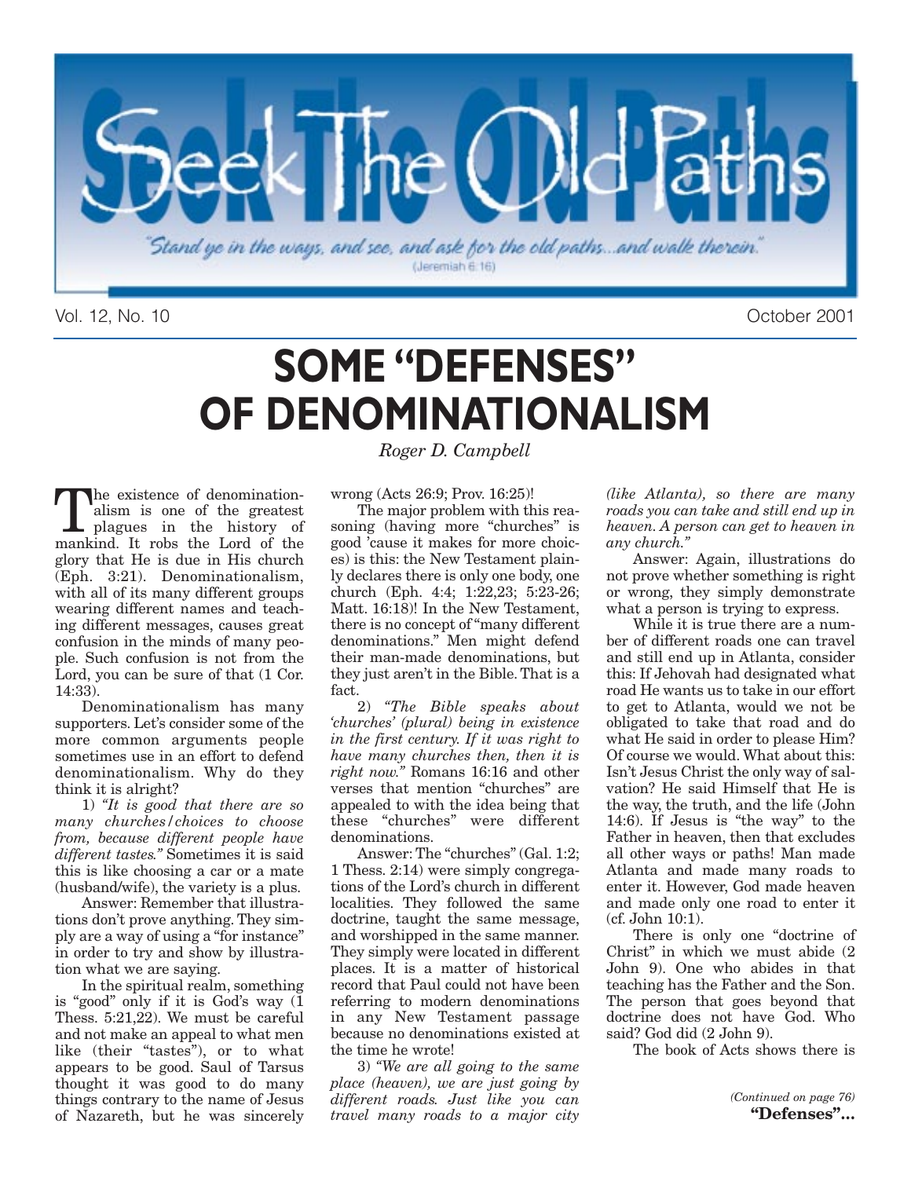# Seek The Old Paths

*"Stand ye in the ways, and see, and ask for the old paths...and walk therein."* (Jeremiah 6:16)

# SOME "DEFENSES" OF DENOMINATIONALISM

*Roger D. Campbell*

The existence of denominationalism is one of the greatest plagues in the history of mankind. It robs the Lord of the glory that He is due in His church (Eph. 3:21). Denominationalism, with all of its many different groups wearing different names and teaching different messages, causes great confusion in the minds of many people. Such confusion is not from the Lord, you can be sure of that (1 Cor. 14:33).

Denominationalism has many supporters. Let's consider some of the more common arguments people sometimes use in an effort to defend denominationalism. Why do they think it is alright?

1) *"It is good that there are so many churches/choices to choose from, because different people have different tastes."* Sometimes it is said this is like choosing a car or a mate (husband/wife), the variety is a plus.

Answer: Remember that illustrations don't prove anything. They simply are a way of using a "for instance" in order to try and show by illustration what we are saying.

In the spiritual realm, something is "good" only if it is God's way (1 Thess. 5:21,22). We must be careful and not make an appeal to what men like (their "tastes"), or to what appears to be good. Saul of Tarsus thought it was good to do many things contrary to the name of Jesus of Nazareth, but he was sincerely wrong (Acts 26:9; Prov. 16:25)!

The major problem with this reasoning (having more "churches" is good 'cause it makes for more choices) is this: the New Testament plainly declares there is only one body, one church (Eph. 4:4; 1:22,23; 5:23-26; Matt. 16:18)! In the New Testament, there is no concept of "many different denominations." Men might defend their man-made denominations, but they just aren't in the Bible. That is a fact.

2) *"The Bible speaks about 'churches' (plural) being in existence in the first century. If it was right to have many churches then, then it is right now."* Romans 16:16 and other verses that mention "churches" are appealed to with the idea being that these "churches" were different denominations.

Answer: The "churches" (Gal. 1:2; 1 Thess. 2:14) were simply congregations of the Lord's church in different localities. They followed the same doctrine, taught the same message, and worshipped in the same manner. They simply were located in different places. It is a matter of historical record that Paul could not have been referring to modern denominations in any New Testament passage because no denominations existed at the time he wrote!

3) *"We are all going to the same place (heaven), we are just going by different roads. Just like you can travel many roads to a major city (like Atlanta), so there are many roads you can take and still end up in heaven. A person can get to heaven in any church."*

Answer: Again, illustrations do not prove whether something is right or wrong, they simply demonstrate what a person is trying to express.

While it is true there are a number of different roads one can travel and still end up in Atlanta, consider this: If Jehovah had designated what road He wants us to take in our effort to get to Atlanta, would we not be obligated to take that road and do what He said in order to please Him? Of course we would. What about this: Isn't Jesus Christ the only way of salvation? He said Himself that He is the way, the truth, and the life (John 14:6). If Jesus is "the way" to the Father in heaven, then that excludes all other ways or paths! Man made Atlanta and made many roads to enter it. However, God made heaven and made only one road to enter it (cf. John 10:1).

There is only one "doctrine of Christ" in which we must abide (2 John 9). One who abides in that teaching has the Father and the Son. The person that goes beyond that doctrine does not have God. Who said? God did (2 John 9).

The book of Acts shows there is

*(Continued on page 76)*
**"Defenses"...**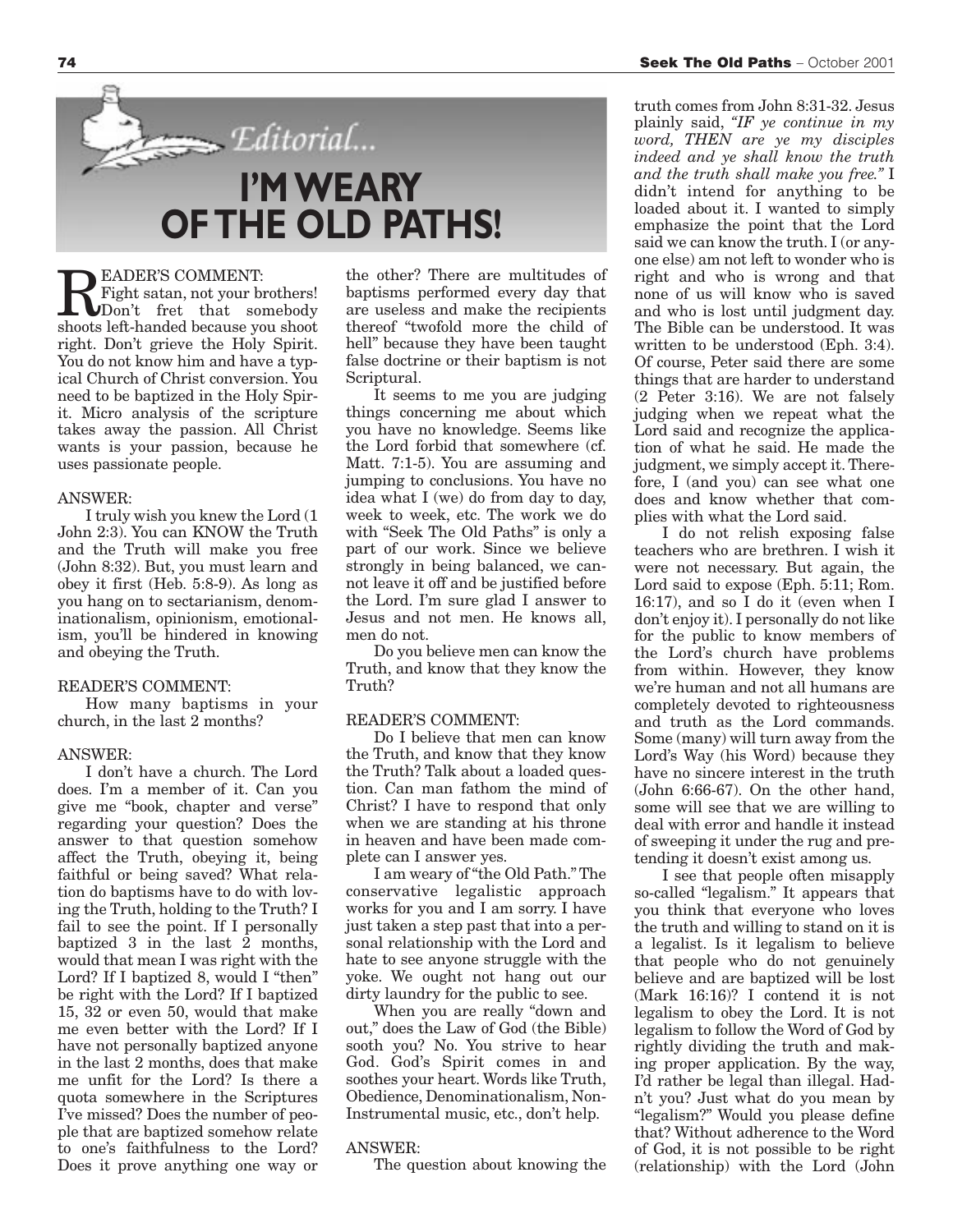# Editorial...

# I'M WEARY OF THE OLD PATHS!

READER'S COMMENT:

Fight satan, not your brothers! Don't fret that somebody shoots left-handed because you shoot right. Don't grieve the Holy Spirit. You do not know him and have a typical Church of Christ conversion. You need to be baptized in the Holy Spirit. Micro analysis of the scripture takes away the passion. All Christ wants is your passion, because he uses passionate people.

ANSWER:

I truly wish you knew the Lord (1 John 2:3). You can KNOW the Truth and the Truth will make you free (John 8:32). But, you must learn and obey it first (Heb. 5:8-9). As long as you hang on to sectarianism, denominationalism, opinionism, emotionalism, you'll be hindered in knowing and obeying the Truth.

READER'S COMMENT:

How many baptisms in your church, in the last 2 months?

ANSWER:

I don't have a church. The Lord does. I'm a member of it. Can you give me "book, chapter and verse" regarding your question? Does the answer to that question somehow affect the Truth, obeying it, being faithful or being saved? What relation do baptisms have to do with loving the Truth, holding to the Truth? I fail to see the point. If I personally baptized 3 in the last 2 months, would that mean I was right with the Lord? If I baptized 8, would I "then" be right with the Lord? If I baptized 15, 32 or even 50, would that make me even better with the Lord? If I have not personally baptized anyone in the last 2 months, does that make me unfit for the Lord? Is there a quota somewhere in the Scriptures I've missed? Does the number of people that are baptized somehow relate to one's faithfulness to the Lord? Does it prove anything one way or the other? There are multitudes of baptisms performed every day that are useless and make the recipients thereof "twofold more the child of hell" because they have been taught false doctrine or their baptism is not Scriptural.

It seems to me you are judging things concerning me about which you have no knowledge. Seems like the Lord forbid that somewhere (cf. Matt. 7:1-5). You are assuming and jumping to conclusions. You have no idea what I (we) do from day to day, week to week, etc. The work we do with "Seek The Old Paths" is only a part of our work. Since we believe strongly in being balanced, we cannot leave it off and be justified before the Lord. I'm sure glad I answer to Jesus and not men. He knows all, men do not.

Do you believe men can know the Truth, and know that they know the Truth?

READER'S COMMENT:

Do I believe that men can know the Truth, and know that they know the Truth? Talk about a loaded question. Can man fathom the mind of Christ? I have to respond that only when we are standing at his throne in heaven and have been made complete can I answer yes.

I am weary of "the Old Path." The conservative legalistic approach works for you and I am sorry. I have just taken a step past that into a personal relationship with the Lord and hate to see anyone struggle with the yoke. We ought not hang out our dirty laundry for the public to see.

When you are really "down and out," does the Law of God (the Bible) sooth you? No. You strive to hear God. God's Spirit comes in and soothes your heart. Words like Truth, Obedience, Denominationalism, Non-Instrumental music, etc., don't help.

ANSWER:

The question about knowing the truth comes from John 8:31-32. Jesus plainly said, *"IF ye continue in my word, THEN are ye my disciples indeed and ye shall know the truth and the truth shall make you free."* I didn't intend for anything to be loaded about it. I wanted to simply emphasize the point that the Lord said we can know the truth. I (or anyone else) am not left to wonder who is right and who is wrong and that none of us will know who is saved and who is lost until judgment day. The Bible can be understood. It was written to be understood (Eph. 3:4). Of course, Peter said there are some things that are harder to understand (2 Peter 3:16). We are not falsely judging when we repeat what the Lord said and recognize the application of what he said. He made the judgment, we simply accept it. Therefore, I (and you) can see what one does and know whether that complies with what the Lord said.

I do not relish exposing false teachers who are brethren. I wish it were not necessary. But again, the Lord said to expose (Eph. 5:11; Rom. 16:17), and so I do it (even when I don't enjoy it). I personally do not like for the public to know members of the Lord's church have problems from within. However, they know we're human and not all humans are completely devoted to righteousness and truth as the Lord commands. Some (many) will turn away from the Lord's Way (his Word) because they have no sincere interest in the truth (John 6:66-67). On the other hand, some will see that we are willing to deal with error and handle it instead of sweeping it under the rug and pretending it doesn't exist among us.

I see that people often misapply so-called "legalism." It appears that you think that everyone who loves the truth and willing to stand on it is a legalist. Is it legalism to believe that people who do not genuinely believe and are baptized will be lost (Mark 16:16)? I contend it is not legalism to obey the Lord. It is not legalism to follow the Word of God by rightly dividing the truth and making proper application. By the way, I'd rather be legal than illegal. Hadn't you? Just what do you mean by "legalism?" Would you please define that? Without adherence to the Word of God, it is not possible to be right (relationship) with the Lord (John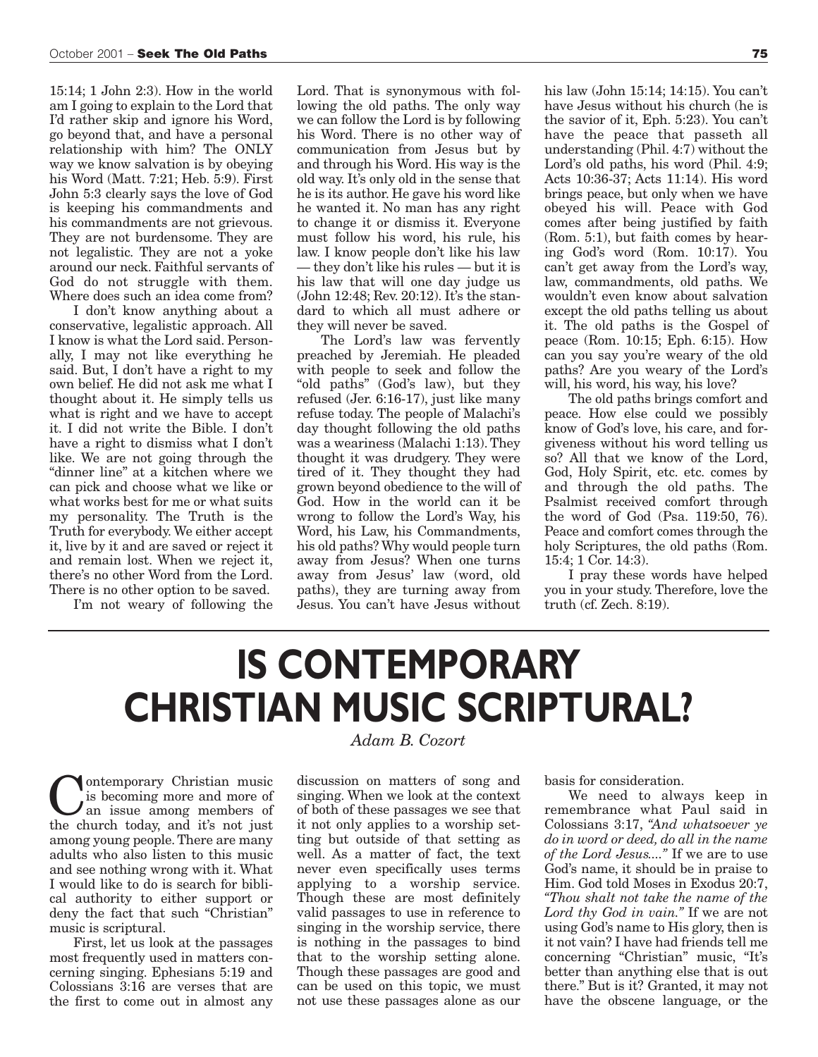15:14; 1 John 2:3). How in the world am I going to explain to the Lord that I'd rather skip and ignore his Word, go beyond that, and have a personal relationship with him? The ONLY way we know salvation is by obeying his Word (Matt. 7:21; Heb. 5:9). First John 5:3 clearly says the love of God is keeping his commandments and his commandments are not grievous. They are not burdensome. They are not legalistic. They are not a yoke around our neck. Faithful servants of God do not struggle with them. Where does such an idea come from?

I don't know anything about a conservative, legalistic approach. All I know is what the Lord said. Personally, I may not like everything he said. But, I don't have a right to my own belief. He did not ask me what I thought about it. He simply tells us what is right and we have to accept it. I did not write the Bible. I don't have a right to dismiss what I don't like. We are not going through the "dinner line" at a kitchen where we can pick and choose what we like or what works best for me or what suits my personality. The Truth is the Truth for everybody. We either accept it, live by it and are saved or reject it and remain lost. When we reject it, there's no other Word from the Lord. There is no other option to be saved.

I'm not weary of following the Lord. That is synonymous with following the old paths. The only way we can follow the Lord is by following his Word. There is no other way of communication from Jesus but by and through his Word. His way is the old way. It's only old in the sense that he is its author. He gave his word like he wanted it. No man has any right to change it or dismiss it. Everyone must follow his word, his rule, his law. I know people don't like his law — they don't like his rules — but it is his law that will one day judge us (John 12:48; Rev. 20:12). It's the standard to which all must adhere or they will never be saved.

The Lord's law was fervently preached by Jeremiah. He pleaded with people to seek and follow the "old paths" (God's law), but they refused (Jer. 6:16-17), just like many refuse today. The people of Malachi's day thought following the old paths was a weariness (Malachi 1:13). They thought it was drudgery. They were tired of it. They thought they had grown beyond obedience to the will of God. How in the world can it be wrong to follow the Lord's Way, his Word, his Law, his Commandments, his old paths? Why would people turn away from Jesus? When one turns away from Jesus' law (word, old paths), they are turning away from Jesus. You can't have Jesus without his law (John 15:14; 14:15). You can't have Jesus without his church (he is the savior of it, Eph. 5:23). You can't have the peace that passeth all understanding (Phil. 4:7) without the Lord's old paths, his word (Phil. 4:9; Acts 10:36-37; Acts 11:14). His word brings peace, but only when we have obeyed his will. Peace with God comes after being justified by faith (Rom. 5:1), but faith comes by hearing God's word (Rom. 10:17). You can't get away from the Lord's way, law, commandments, old paths. We wouldn't even know about salvation except the old paths telling us about it. The old paths is the Gospel of peace (Rom. 10:15; Eph. 6:15). How can you say you're weary of the old paths? Are you weary of the Lord's will, his word, his way, his love?

The old paths brings comfort and peace. How else could we possibly know of God's love, his care, and forgiveness without his word telling us so? All that we know of the Lord, God, Holy Spirit, etc. etc. comes by and through the old paths. The Psalmist received comfort through the word of God (Psa. 119:50, 76). Peace and comfort comes through the holy Scriptures, the old paths (Rom. 15:4; 1 Cor. 14:3).

I pray these words have helped you in your study. Therefore, love the truth (cf. Zech. 8:19).

# IS CONTEMPORARY CHRISTIAN MUSIC SCRIPTURAL?

*Adam B. Cozort*

Contemporary Christian music is becoming more and more of an issue among members of the church today, and it's not just among young people. There are many adults who also listen to this music and see nothing wrong with it. What I would like to do is search for biblical authority to either support or deny the fact that such "Christian" music is scriptural.

First, let us look at the passages most frequently used in matters concerning singing. Ephesians 5:19 and Colossians 3:16 are verses that are the first to come out in almost any discussion on matters of song and singing. When we look at the context of both of these passages we see that it not only applies to a worship setting but outside of that setting as well. As a matter of fact, the text never even specifically uses terms applying to a worship service. Though these are most definitely valid passages to use in reference to singing in the worship service, there is nothing in the passages to bind that to the worship setting alone. Though these passages are good and can be used on this topic, we must not use these passages alone as our basis for consideration.

We need to always keep in remembrance what Paul said in Colossians 3:17, *"And whatsoever ye do in word or deed, do all in the name of the Lord Jesus...."* If we are to use God's name, it should be in praise to Him. God told Moses in Exodus 20:7, *"Thou shalt not take the name of the Lord thy God in vain."* If we are not using God's name to His glory, then is it not vain? I have had friends tell me concerning "Christian" music, "It's better than anything else that is out there." But is it? Granted, it may not have the obscene language, or the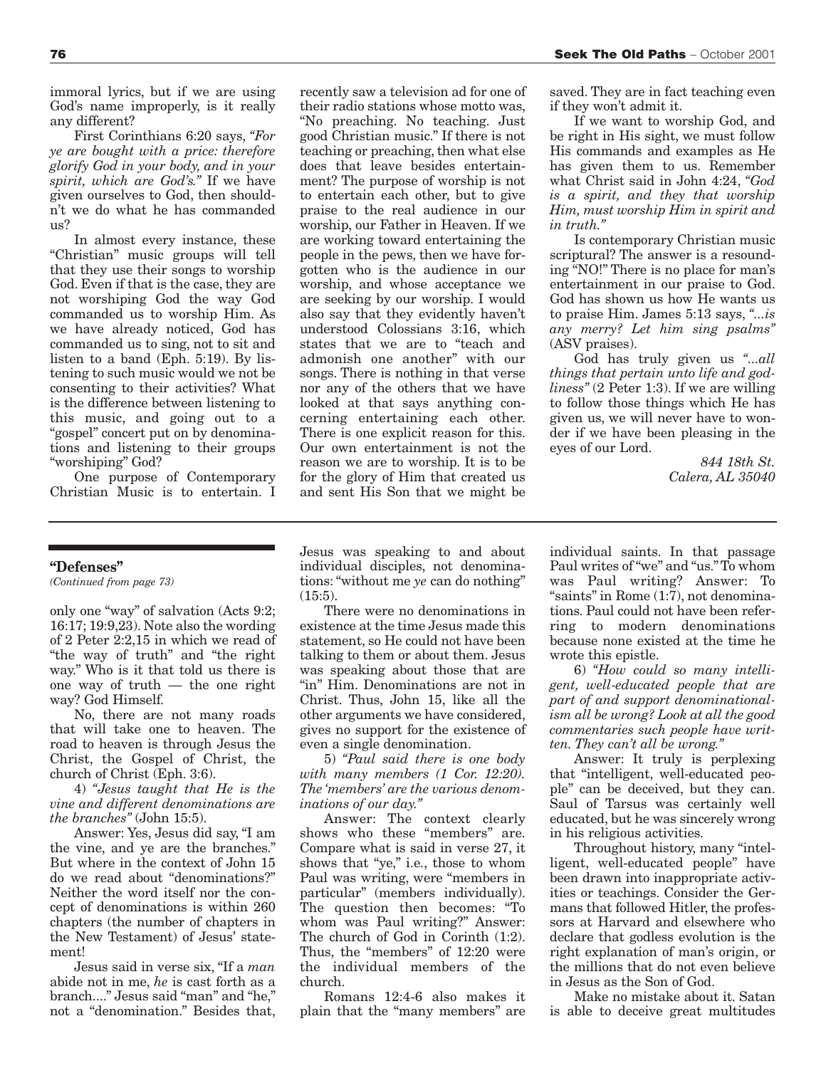immoral lyrics, but if we are using God's name improperly, is it really any different?

First Corinthians 6:20 says, *"For ye are bought with a price: therefore glorify God in your body, and in your spirit, which are God's."* If we have given ourselves to God, then shouldn't we do what he has commanded us?

In almost every instance, these "Christian" music groups will tell that they use their songs to worship God. Even if that is the case, they are not worshiping God the way God commanded us to worship Him. As we have already noticed, God has commanded us to sing, not to sit and listen to a band (Eph. 5:19). By listening to such music would we not be consenting to their activities? What is the difference between listening to this music, and going out to a "gospel" concert put on by denominations and listening to their groups "worshiping" God?

One purpose of Contemporary Christian Music is to entertain. I recently saw a television ad for one of their radio stations whose motto was, "No preaching. No teaching. Just good Christian music." If there is not teaching or preaching, then what else does that leave besides entertainment? The purpose of worship is not to entertain each other, but to give praise to the real audience in our worship, our Father in Heaven. If we are working toward entertaining the people in the pews, then we have forgotten who is the audience in our worship, and whose acceptance we are seeking by our worship. I would also say that they evidently haven't understood Colossians 3:16, which states that we are to "teach and admonish one another" with our songs. There is nothing in that verse nor any of the others that we have looked at that says anything concerning entertaining each other. There is one explicit reason for this. Our own entertainment is not the reason we are to worship. It is to be for the glory of Him that created us and sent His Son that we might be saved. They are in fact teaching even if they won't admit it.

If we want to worship God, and be right in His sight, we must follow His commands and examples as He has given them to us. Remember what Christ said in John 4:24, *"God is a spirit, and they that worship Him, must worship Him in spirit and in truth."*

Is contemporary Christian music scriptural? The answer is a resounding "NO!" There is no place for man's entertainment in our praise to God. God has shown us how He wants us to praise Him. James 5:13 says, *"...is any merry? Let him sing psalms"* (ASV praises).

God has truly given us *"...all things that pertain unto life and godliness"* (2 Peter 1:3). If we are willing to follow those things which He has given us, we will never have to wonder if we have been pleasing in the eyes of our Lord.

*844 18th St.*
*Calera, AL 35040*

---

**"Defenses"**
*(Continued from page 73)*

only one "way" of salvation (Acts 9:2; 16:17; 19:9,23). Note also the wording of 2 Peter 2:2,15 in which we read of "the way of truth" and "the right way." Who is it that told us there is one way of truth — the one right way? God Himself.

No, there are not many roads that will take one to heaven. The road to heaven is through Jesus the Christ, the Gospel of Christ, the church of Christ (Eph. 3:6).

4) *"Jesus taught that He is the vine and different denominations are the branches"* (John 15:5).

Answer: Yes, Jesus did say, "I am the vine, and ye are the branches." But where in the context of John 15 do we read about "denominations?" Neither the word itself nor the concept of denominations is within 260 chapters (the number of chapters in the New Testament) of Jesus' statement!

Jesus said in verse six, "If a *man* abide not in me, *he* is cast forth as a branch...." Jesus said "man" and "he," not a "denomination." Besides that, Jesus was speaking to and about individual disciples, not denominations: "without me *ye* can do nothing" (15:5).

There were no denominations in existence at the time Jesus made this statement, so He could not have been talking to them or about them. Jesus was speaking about those that are "in" Him. Denominations are not in Christ. Thus, John 15, like all the other arguments we have considered, gives no support for the existence of even a single denomination.

5) *"Paul said there is one body with many members (1 Cor. 12:20). The 'members' are the various denominations of our day."*

Answer: The context clearly shows who these "members" are. Compare what is said in verse 27, it shows that "ye," i.e., those to whom Paul was writing, were "members in particular" (members individually). The question then becomes: "To whom was Paul writing?" Answer: The church of God in Corinth (1:2). Thus, the "members" of 12:20 were the individual members of the church.

Romans 12:4-6 also makes it plain that the "many members" are individual saints. In that passage Paul writes of "we" and "us." To whom was Paul writing? Answer: To "saints" in Rome (1:7), not denominations. Paul could not have been referring to modern denominations because none existed at the time he wrote this epistle.

6) *"How could so many intelligent, well-educated people that are part of and support denominationalism all be wrong? Look at all the good commentaries such people have written. They can't all be wrong."*

Answer: It truly is perplexing that "intelligent, well-educated people" can be deceived, but they can. Saul of Tarsus was certainly well educated, but he was sincerely wrong in his religious activities.

Throughout history, many "intelligent, well-educated people" have been drawn into inappropriate activities or teachings. Consider the Germans that followed Hitler, the professors at Harvard and elsewhere who declare that godless evolution is the right explanation of man's origin, or the millions that do not even believe in Jesus as the Son of God.

Make no mistake about it. Satan is able to deceive great multitudes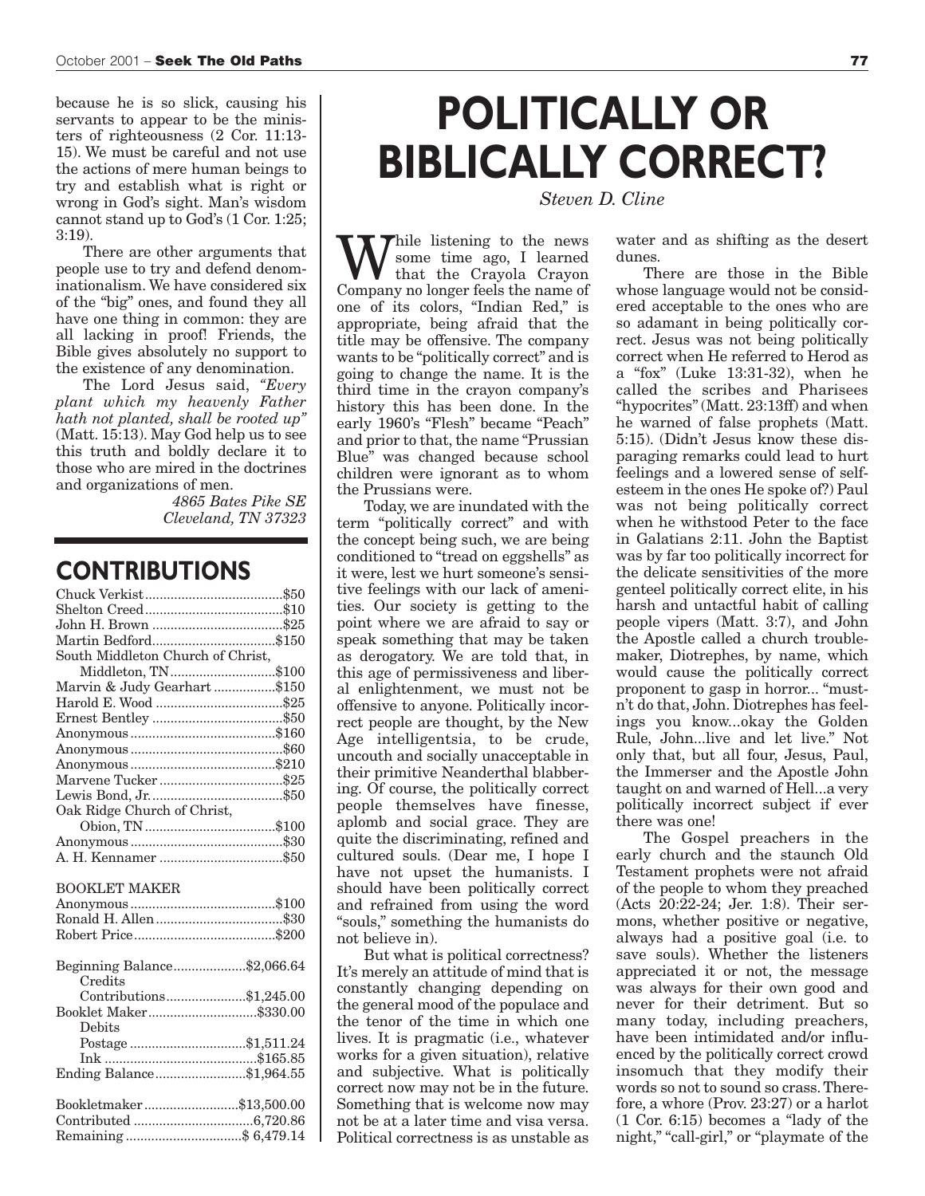because he is so slick, causing his servants to appear to be the ministers of righteousness (2 Cor. 11:13-15). We must be careful and not use the actions of mere human beings to try and establish what is right or wrong in God's sight. Man's wisdom cannot stand up to God's (1 Cor. 1:25; 3:19).

There are other arguments that people use to try and defend denominationalism. We have considered six of the "big" ones, and found they all have one thing in common: they are all lacking in proof! Friends, the Bible gives absolutely no support to the existence of any denomination.

The Lord Jesus said, *"Every plant which my heavenly Father hath not planted, shall be rooted up"* (Matt. 15:13). May God help us to see this truth and boldly declare it to those who are mired in the doctrines and organizations of men.

*4865 Bates Pike SE*
*Cleveland, TN 37323*

## CONTRIBUTIONS

| | |
|---|---|
| Chuck Verkist | $50 |
| Shelton Creed | $10 |
| John H. Brown | $25 |
| Martin Bedford | $150 |
| South Middleton Church of Christ, Middleton, TN | $100 |
| Marvin & Judy Gearhart | $150 |
| Harold E. Wood | $25 |
| Ernest Bentley | $50 |
| Anonymous | $160 |
| Anonymous | $60 |
| Anonymous | $210 |
| Marvene Tucker | $25 |
| Lewis Bond, Jr. | $50 |
| Oak Ridge Church of Christ, Obion, TN | $100 |
| Anonymous | $30 |
| A. H. Kennamer | $50 |

BOOKLET MAKER

| | |
|---|---|
| Anonymous | $100 |
| Ronald H. Allen | $30 |
| Robert Price | $200 |

| | |
|---|---|
| Beginning Balance | $2,066.64 |
| Credits | |
| Contributions | $1,245.00 |
| Booklet Maker | $330.00 |
| Debits | |
| Postage | $1,511.24 |
| Ink | $165.85 |
| Ending Balance | $1,964.55 |

| | |
|---|---|
| Bookletmaker | $13,500.00 |
| Contributed | 6,720.86 |
| Remaining | $ 6,479.14 |

# POLITICALLY OR BIBLICALLY CORRECT?

*Steven D. Cline*

While listening to the news some time ago, I learned that the Crayola Crayon Company no longer feels the name of one of its colors, "Indian Red," is appropriate, being afraid that the title may be offensive. The company wants to be "politically correct" and is going to change the name. It is the third time in the crayon company's history this has been done. In the early 1960's "Flesh" became "Peach" and prior to that, the name "Prussian Blue" was changed because school children were ignorant as to whom the Prussians were.

Today, we are inundated with the term "politically correct" and with the concept being such, we are being conditioned to "tread on eggshells" as it were, lest we hurt someone's sensitive feelings with our lack of amenities. Our society is getting to the point where we are afraid to say or speak something that may be taken as derogatory. We are told that, in this age of permissiveness and liberal enlightenment, we must not be offensive to anyone. Politically incorrect people are thought, by the New Age intelligentsia, to be crude, uncouth and socially unacceptable in their primitive Neanderthal blabbering. Of course, the politically correct people themselves have finesse, aplomb and social grace. They are quite the discriminating, refined and cultured souls. (Dear me, I hope I have not upset the humanists. I should have been politically correct and refrained from using the word "souls," something the humanists do not believe in).

But what is political correctness? It's merely an attitude of mind that is constantly changing depending on the general mood of the populace and the tenor of the time in which one lives. It is pragmatic (i.e., whatever works for a given situation), relative and subjective. What is politically correct now may not be in the future. Something that is welcome now may not be at a later time and visa versa. Political correctness is as unstable as water and as shifting as the desert dunes.

There are those in the Bible whose language would not be considered acceptable to the ones who are so adamant in being politically correct. Jesus was not being politically correct when He referred to Herod as a "fox" (Luke 13:31-32), when he called the scribes and Pharisees "hypocrites" (Matt. 23:13ff) and when he warned of false prophets (Matt. 5:15). (Didn't Jesus know these disparaging remarks could lead to hurt feelings and a lowered sense of self-esteem in the ones He spoke of?) Paul was not being politically correct when he withstood Peter to the face in Galatians 2:11. John the Baptist was by far too politically incorrect for the delicate sensitivities of the more genteel politically correct elite, in his harsh and untactful habit of calling people vipers (Matt. 3:7), and John the Apostle called a church troublemaker, Diotrephes, by name, which would cause the politically correct proponent to gasp in horror... "mustn't do that, John. Diotrephes has feelings you know...okay the Golden Rule, John...live and let live." Not only that, but all four, Jesus, Paul, the Immerser and the Apostle John taught on and warned of Hell...a very politically incorrect subject if ever there was one!

The Gospel preachers in the early church and the staunch Old Testament prophets were not afraid of the people to whom they preached (Acts 20:22-24; Jer. 1:8). Their sermons, whether positive or negative, always had a positive goal (i.e. to save souls). Whether the listeners appreciated it or not, the message was always for their own good and never for their detriment. But so many today, including preachers, have been intimidated and/or influenced by the politically correct crowd insomuch that they modify their words so not to sound so crass. Therefore, a whore (Prov. 23:27) or a harlot (1 Cor. 6:15) becomes a "lady of the night," "call-girl," or "playmate of the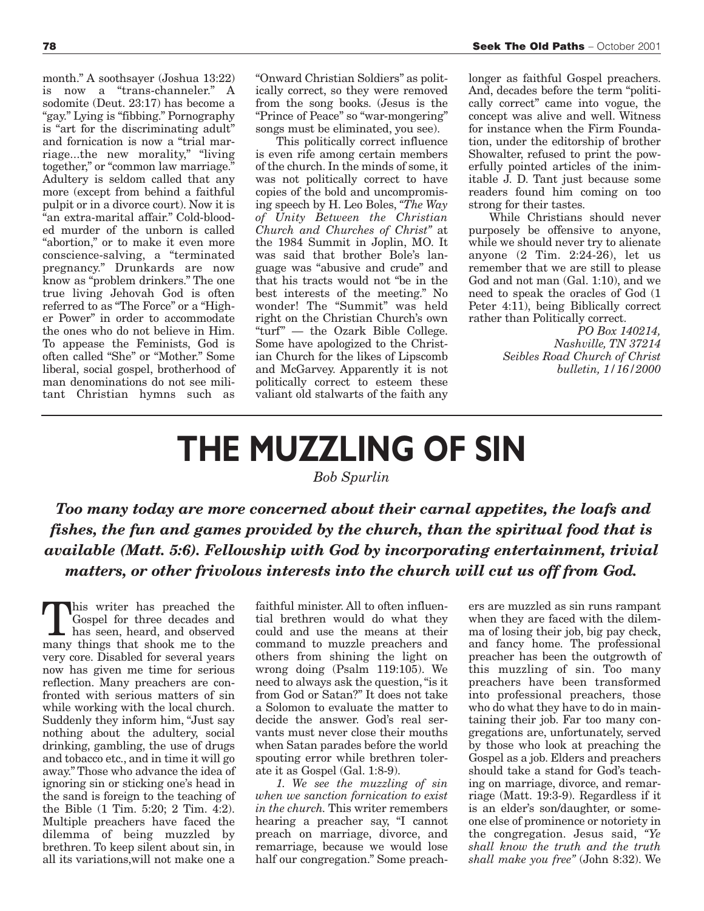month." A soothsayer (Joshua 13:22) is now a "trans-channeler." A sodomite (Deut. 23:17) has become a "gay." Lying is "fibbing." Pornography is "art for the discriminating adult" and fornication is now a "trial marriage...the new morality," "living together," or "common law marriage." Adultery is seldom called that any more (except from behind a faithful pulpit or in a divorce court). Now it is "an extra-marital affair." Cold-blooded murder of the unborn is called "abortion," or to make it even more conscience-salving, a "terminated pregnancy." Drunkards are now know as "problem drinkers." The one true living Jehovah God is often referred to as "The Force" or a "Higher Power" in order to accommodate the ones who do not believe in Him. To appease the Feminists, God is often called "She" or "Mother." Some liberal, social gospel, brotherhood of man denominations do not see militant Christian hymns such as "Onward Christian Soldiers" as politically correct, so they were removed from the song books. (Jesus is the "Prince of Peace" so "war-mongering" songs must be eliminated, you see).

This politically correct influence is even rife among certain members of the church. In the minds of some, it was not politically correct to have copies of the bold and uncompromising speech by H. Leo Boles, *"The Way of Unity Between the Christian Church and Churches of Christ"* at the 1984 Summit in Joplin, MO. It was said that brother Bole's language was "abusive and crude" and that his tracts would not "be in the best interests of the meeting." No wonder! The "Summit" was held right on the Christian Church's own "turf" — the Ozark Bible College. Some have apologized to the Christian Church for the likes of Lipscomb and McGarvey. Apparently it is not politically correct to esteem these valiant old stalwarts of the faith any longer as faithful Gospel preachers. And, decades before the term "politically correct" came into vogue, the concept was alive and well. Witness for instance when the Firm Foundation, under the editorship of brother Showalter, refused to print the powerfully pointed articles of the inimitable J. D. Tant just because some readers found him coming on too strong for their tastes.

While Christians should never purposely be offensive to anyone, while we should never try to alienate anyone (2 Tim. 2:24-26), let us remember that we are still to please God and not man (Gal. 1:10), and we need to speak the oracles of God (1 Peter 4:11), being Biblically correct rather than Politically correct.

*PO Box 140214,*
*Nashville, TN 37214*
*Seibles Road Church of Christ*
*bulletin, 1/16/2000*

---

# THE MUZZLING OF SIN

*Bob Spurlin*

***Too many today are more concerned about their carnal appetites, the loafs and fishes, the fun and games provided by the church, than the spiritual food that is available (Matt. 5:6). Fellowship with God by incorporating entertainment, trivial matters, or other frivolous interests into the church will cut us off from God.***

This writer has preached the Gospel for three decades and has seen, heard, and observed many things that shook me to the very core. Disabled for several years now has given me time for serious reflection. Many preachers are confronted with serious matters of sin while working with the local church. Suddenly they inform him, "Just say nothing about the adultery, social drinking, gambling, the use of drugs and tobacco etc., and in time it will go away." Those who advance the idea of ignoring sin or sticking one's head in the sand is foreign to the teaching of the Bible (1 Tim. 5:20; 2 Tim. 4:2). Multiple preachers have faced the dilemma of being muzzled by brethren. To keep silent about sin, in all its variations,will not make one a faithful minister. All to often influential brethren would do what they could and use the means at their command to muzzle preachers and others from shining the light on wrong doing (Psalm 119:105). We need to always ask the question, "is it from God or Satan?" It does not take a Solomon to evaluate the matter to decide the answer. God's real servants must never close their mouths when Satan parades before the world spouting error while brethren tolerate it as Gospel (Gal. 1:8-9).

*1. We see the muzzling of sin when we sanction fornication to exist in the church.* This writer remembers hearing a preacher say, "I cannot preach on marriage, divorce, and remarriage, because we would lose half our congregation." Some preachers are muzzled as sin runs rampant when they are faced with the dilemma of losing their job, big pay check, and fancy home. The professional preacher has been the outgrowth of this muzzling of sin. Too many preachers have been transformed into professional preachers, those who do what they have to do in maintaining their job. Far too many congregations are, unfortunately, served by those who look at preaching the Gospel as a job. Elders and preachers should take a stand for God's teaching on marriage, divorce, and remarriage (Matt. 19:3-9). Regardless if it is an elder's son/daughter, or someone else of prominence or notoriety in the congregation. Jesus said, *"Ye shall know the truth and the truth shall make you free"* (John 8:32). We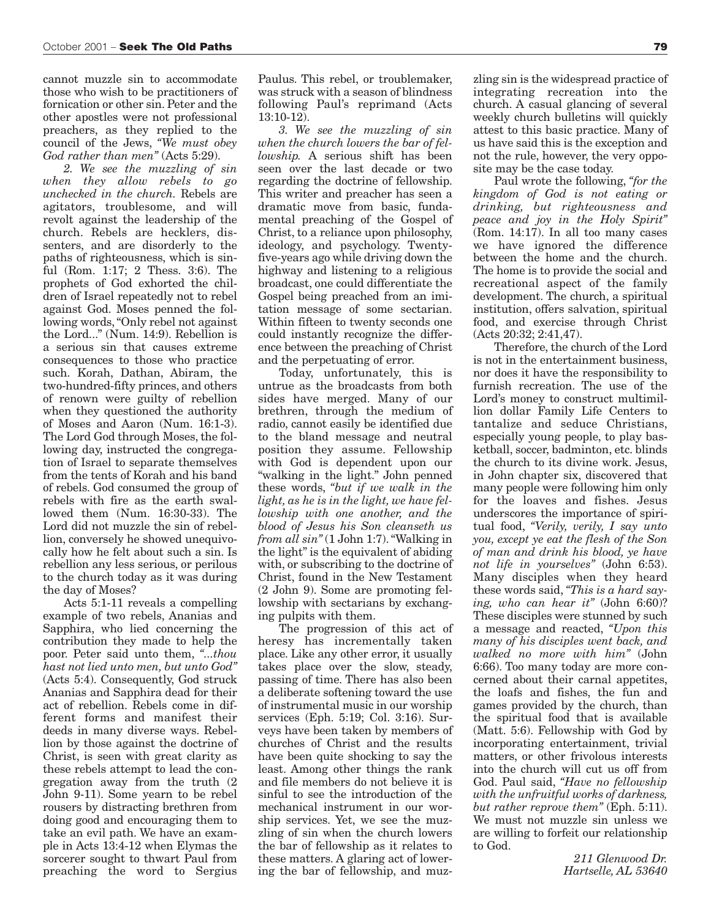cannot muzzle sin to accommodate those who wish to be practitioners of fornication or other sin. Peter and the other apostles were not professional preachers, as they replied to the council of the Jews, *"We must obey God rather than men"* (Acts 5:29).

*2. We see the muzzling of sin when they allow rebels to go unchecked in the church.* Rebels are agitators, troublesome, and will revolt against the leadership of the church. Rebels are hecklers, dissenters, and are disorderly to the paths of righteousness, which is sinful (Rom. 1:17; 2 Thess. 3:6). The prophets of God exhorted the children of Israel repeatedly not to rebel against God. Moses penned the following words, "Only rebel not against the Lord..." (Num. 14:9). Rebellion is a serious sin that causes extreme consequences to those who practice such. Korah, Dathan, Abiram, the two-hundred-fifty princes, and others of renown were guilty of rebellion when they questioned the authority of Moses and Aaron (Num. 16:1-3). The Lord God through Moses, the following day, instructed the congregation of Israel to separate themselves from the tents of Korah and his band of rebels. God consumed the group of rebels with fire as the earth swallowed them (Num. 16:30-33). The Lord did not muzzle the sin of rebellion, conversely he showed unequivocally how he felt about such a sin. Is rebellion any less serious, or perilous to the church today as it was during the day of Moses?

Acts 5:1-11 reveals a compelling example of two rebels, Ananias and Sapphira, who lied concerning the contribution they made to help the poor. Peter said unto them, *"...thou hast not lied unto men, but unto God"* (Acts 5:4). Consequently, God struck Ananias and Sapphira dead for their act of rebellion. Rebels come in different forms and manifest their deeds in many diverse ways. Rebellion by those against the doctrine of Christ, is seen with great clarity as these rebels attempt to lead the congregation away from the truth (2 John 9-11). Some yearn to be rebel rousers by distracting brethren from doing good and encouraging them to take an evil path. We have an example in Acts 13:4-12 when Elymas the sorcerer sought to thwart Paul from preaching the word to Sergius Paulus. This rebel, or troublemaker, was struck with a season of blindness following Paul's reprimand (Acts 13:10-12).

*3. We see the muzzling of sin when the church lowers the bar of fellowship.* A serious shift has been seen over the last decade or two regarding the doctrine of fellowship. This writer and preacher has seen a dramatic move from basic, fundamental preaching of the Gospel of Christ, to a reliance upon philosophy, ideology, and psychology. Twenty-five-years ago while driving down the highway and listening to a religious broadcast, one could differentiate the Gospel being preached from an imitation message of some sectarian. Within fifteen to twenty seconds one could instantly recognize the difference between the preaching of Christ and the perpetuating of error.

Today, unfortunately, this is untrue as the broadcasts from both sides have merged. Many of our brethren, through the medium of radio, cannot easily be identified due to the bland message and neutral position they assume. Fellowship with God is dependent upon our "walking in the light." John penned these words, *"but if we walk in the light, as he is in the light, we have fellowship with one another, and the blood of Jesus his Son cleanseth us from all sin"* (1 John 1:7). "Walking in the light" is the equivalent of abiding with, or subscribing to the doctrine of Christ, found in the New Testament (2 John 9). Some are promoting fellowship with sectarians by exchanging pulpits with them.

The progression of this act of heresy has incrementally taken place. Like any other error, it usually takes place over the slow, steady, passing of time. There has also been a deliberate softening toward the use of instrumental music in our worship services (Eph. 5:19; Col. 3:16). Surveys have been taken by members of churches of Christ and the results have been quite shocking to say the least. Among other things the rank and file members do not believe it is sinful to see the introduction of the mechanical instrument in our worship services. Yet, we see the muzzling of sin when the church lowers the bar of fellowship as it relates to these matters. A glaring act of lowering the bar of fellowship, and muzzling sin is the widespread practice of integrating recreation into the church. A casual glancing of several weekly church bulletins will quickly attest to this basic practice. Many of us have said this is the exception and not the rule, however, the very opposite may be the case today.

Paul wrote the following, *"for the kingdom of God is not eating or drinking, but righteousness and peace and joy in the Holy Spirit"* (Rom. 14:17). In all too many cases we have ignored the difference between the home and the church. The home is to provide the social and recreational aspect of the family development. The church, a spiritual institution, offers salvation, spiritual food, and exercise through Christ (Acts 20:32; 2:41,47).

Therefore, the church of the Lord is not in the entertainment business, nor does it have the responsibility to furnish recreation. The use of the Lord's money to construct multimillion dollar Family Life Centers to tantalize and seduce Christians, especially young people, to play basketball, soccer, badminton, etc. blinds the church to its divine work. Jesus, in John chapter six, discovered that many people were following him only for the loaves and fishes. Jesus underscores the importance of spiritual food, *"Verily, verily, I say unto you, except ye eat the flesh of the Son of man and drink his blood, ye have not life in yourselves"* (John 6:53). Many disciples when they heard these words said, *"This is a hard saying, who can hear it"* (John 6:60)? These disciples were stunned by such a message and reacted, *"Upon this many of his disciples went back, and walked no more with him"* (John 6:66). Too many today are more concerned about their carnal appetites, the loafs and fishes, the fun and games provided by the church, than the spiritual food that is available (Matt. 5:6). Fellowship with God by incorporating entertainment, trivial matters, or other frivolous interests into the church will cut us off from God. Paul said, *"Have no fellowship with the unfruitful works of darkness, but rather reprove them"* (Eph. 5:11). We must not muzzle sin unless we are willing to forfeit our relationship to God.

*211 Glenwood Dr.*
*Hartselle, AL 53640*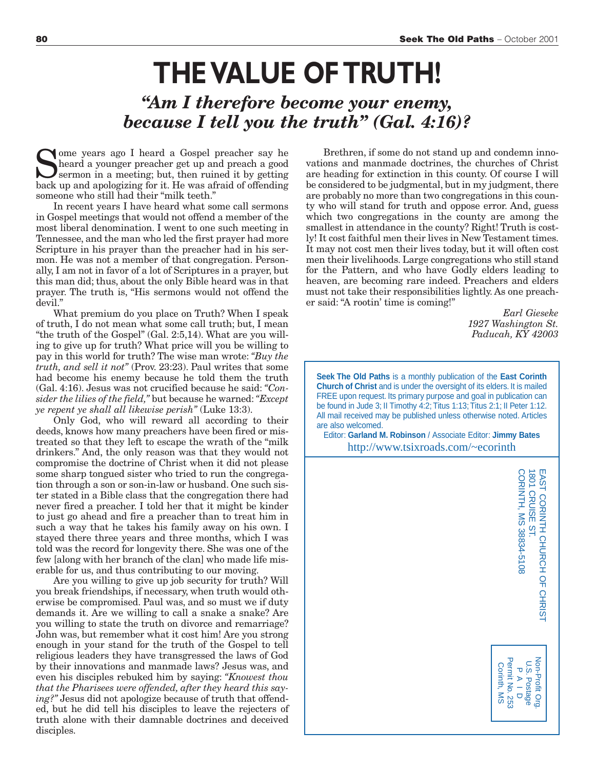# THE VALUE OF TRUTH!

## *"Am I therefore become your enemy, because I tell you the truth" (Gal. 4:16)?*

Some years ago I heard a Gospel preacher say he heard a younger preacher get up and preach a good sermon in a meeting; but, then ruined it by getting back up and apologizing for it. He was afraid of offending someone who still had their "milk teeth."

In recent years I have heard what some call sermons in Gospel meetings that would not offend a member of the most liberal denomination. I went to one such meeting in Tennessee, and the man who led the first prayer had more Scripture in his prayer than the preacher had in his sermon. He was not a member of that congregation. Personally, I am not in favor of a lot of Scriptures in a prayer, but this man did; thus, about the only Bible heard was in that prayer. The truth is, "His sermons would not offend the devil."

What premium do you place on Truth? When I speak of truth, I do not mean what some call truth; but, I mean "the truth of the Gospel" (Gal. 2:5,14). What are you willing to give up for truth? What price will you be willing to pay in this world for truth? The wise man wrote: *"Buy the truth, and sell it not"* (Prov. 23:23). Paul writes that some had become his enemy because he told them the truth (Gal. 4:16). Jesus was not crucified because he said: *"Consider the lilies of the field,"* but because he warned: *"Except ye repent ye shall all likewise perish"* (Luke 13:3).

Only God, who will reward all according to their deeds, knows how many preachers have been fired or mistreated so that they left to escape the wrath of the "milk drinkers." And, the only reason was that they would not compromise the doctrine of Christ when it did not please some sharp tongued sister who tried to run the congregation through a son or son-in-law or husband. One such sister stated in a Bible class that the congregation there had never fired a preacher. I told her that it might be kinder to just go ahead and fire a preacher than to treat him in such a way that he takes his family away on his own. I stayed there three years and three months, which I was told was the record for longevity there. She was one of the few [along with her branch of the clan] who made life miserable for us, and thus contributing to our moving.

Are you willing to give up job security for truth? Will you break friendships, if necessary, when truth would otherwise be compromised. Paul was, and so must we if duty demands it. Are we willing to call a snake a snake? Are you willing to state the truth on divorce and remarriage? John was, but remember what it cost him! Are you strong enough in your stand for the truth of the Gospel to tell religious leaders they have transgressed the laws of God by their innovations and manmade laws? Jesus was, and even his disciples rebuked him by saying: *"Knowest thou that the Pharisees were offended, after they heard this saying?"* Jesus did not apologize because of truth that offended, but he did tell his disciples to leave the rejecters of truth alone with their damnable doctrines and deceived disciples.

Brethren, if some do not stand up and condemn innovations and manmade doctrines, the churches of Christ are heading for extinction in this county. Of course I will be considered to be judgmental, but in my judgment, there are probably no more than two congregations in this county who will stand for truth and oppose error. And, guess which two congregations in the county are among the smallest in attendance in the county? Right! Truth is costly! It cost faithful men their lives in New Testament times. It may not cost men their lives today, but it will often cost men their livelihoods. Large congregations who still stand for the Pattern, and who have Godly elders leading to heaven, are becoming rare indeed. Preachers and elders must not take their responsibilities lightly. As one preacher said: "A rootin' time is coming!"

*Earl Gieseke*
*1927 Washington St.*
*Paducah, KY 42003*

---

**Seek The Old Paths** is a monthly publication of the **East Corinth Church of Christ** and is under the oversight of its elders. It is mailed FREE upon request. Its primary purpose and goal in publication can be found in Jude 3; II Timothy 4:2; Titus 1:13; Titus 2:1; II Peter 1:12. All mail received may be published unless otherwise noted. Articles are also welcomed.

Editor: **Garland M. Robinson** / Associate Editor: **Jimmy Bates**

http://www.tsixroads.com/~ecorinth

EAST CORINTH CHURCH OF CHRIST
1801 CRUISE ST.
CORINTH, MS 38834-5108

Non-Profit Org.
U.S. Postage
P A I D
Permit No. 253
Corinth, MS